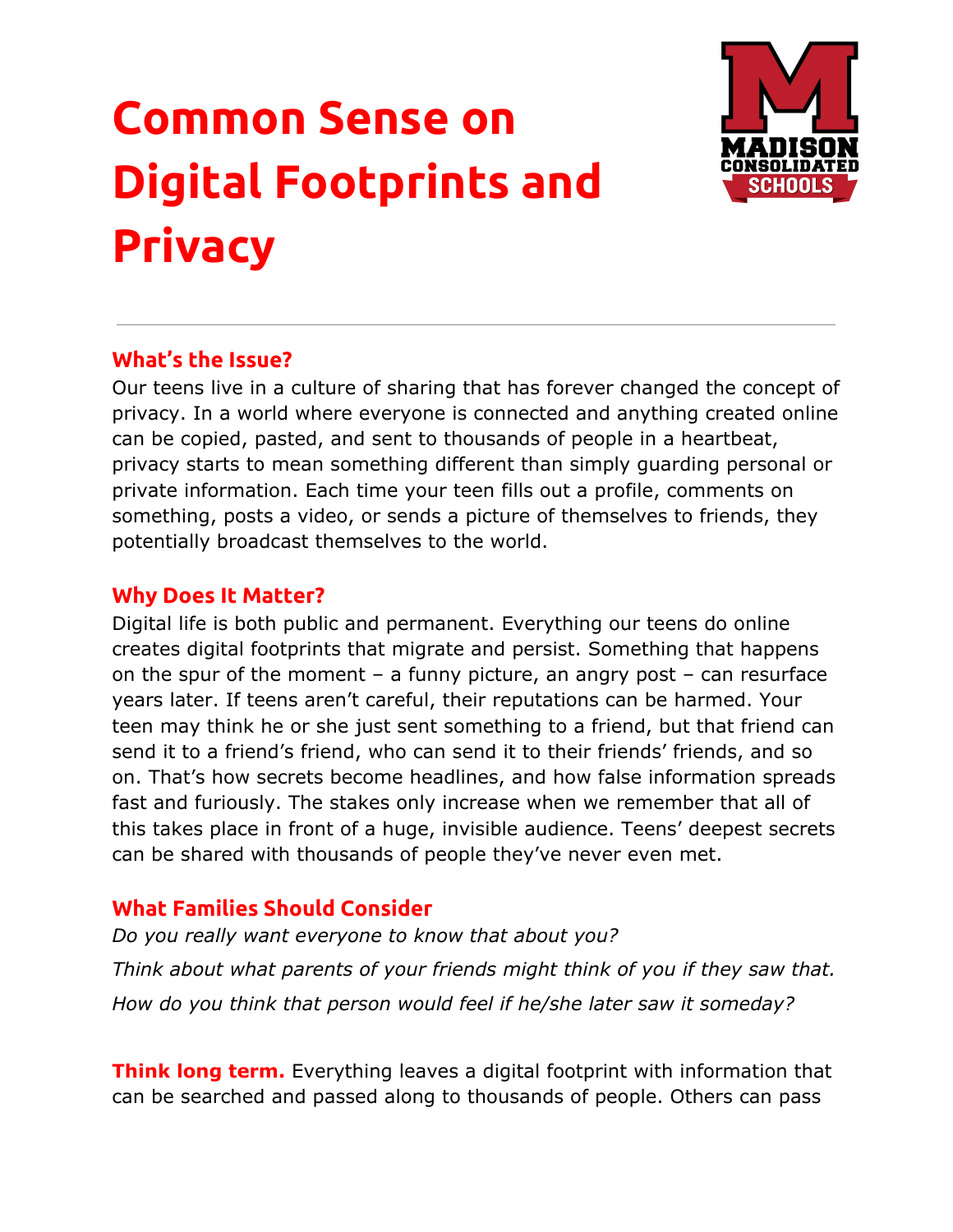# Common Sense on Digital Footprints and Privacy

---

## What's the Issue?

Our teens live in a culture of sharing that has forever changed the concept of privacy. In a world where everyone is connected and anything created online can be copied, pasted, and sent to thousands of people in a heartbeat, privacy starts to mean something different than simply guarding personal or private information. Each time your teen fills out a profile, comments on something, posts a video, or sends a picture of themselves to friends, they potentially broadcast themselves to the world.

## Why Does It Matter?

Digital life is both public and permanent. Everything our teens do online creates digital footprints that migrate and persist. Something that happens on the spur of the moment – a funny picture, an angry post – can resurface years later. If teens aren't careful, their reputations can be harmed. Your teen may think he or she just sent something to a friend, but that friend can send it to a friend's friend, who can send it to their friends' friends, and so on. That's how secrets become headlines, and how false information spreads fast and furiously. The stakes only increase when we remember that all of this takes place in front of a huge, invisible audience. Teens' deepest secrets can be shared with thousands of people they've never even met.

## What Families Should Consider

*Do you really want everyone to know that about you?*

*Think about what parents of your friends might think of you if they saw that.*

*How do you think that person would feel if he/she later saw it someday?*

**Think long term.** Everything leaves a digital footprint with information that can be searched and passed along to thousands of people. Others can pass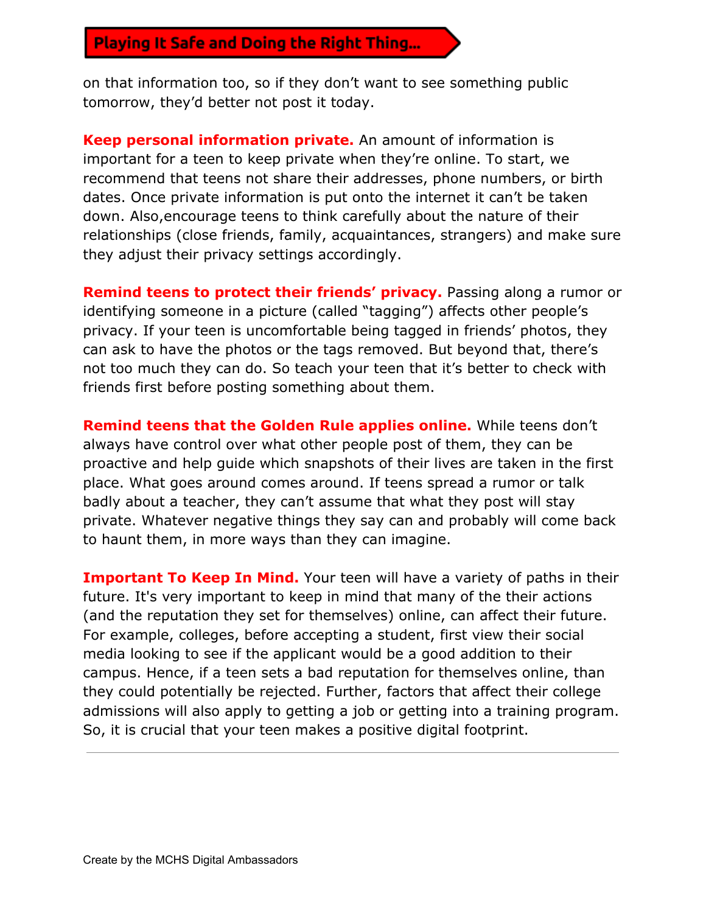on that information too, so if they don't want to see something public tomorrow, they'd better not post it today.

**Keep personal information private.** An amount of information is important for a teen to keep private when they're online. To start, we recommend that teens not share their addresses, phone numbers, or birth dates. Once private information is put onto the internet it can't be taken down. Also,encourage teens to think carefully about the nature of their relationships (close friends, family, acquaintances, strangers) and make sure they adjust their privacy settings accordingly.

**Remind teens to protect their friends' privacy.** Passing along a rumor or identifying someone in a picture (called "tagging") affects other people's privacy. If your teen is uncomfortable being tagged in friends' photos, they can ask to have the photos or the tags removed. But beyond that, there's not too much they can do. So teach your teen that it's better to check with friends first before posting something about them.

**Remind teens that the Golden Rule applies online.** While teens don't always have control over what other people post of them, they can be proactive and help guide which snapshots of their lives are taken in the first place. What goes around comes around. If teens spread a rumor or talk badly about a teacher, they can't assume that what they post will stay private. Whatever negative things they say can and probably will come back to haunt them, in more ways than they can imagine.

**Important To Keep In Mind.** Your teen will have a variety of paths in their future. It's very important to keep in mind that many of the their actions (and the reputation they set for themselves) online, can affect their future. For example, colleges, before accepting a student, first view their social media looking to see if the applicant would be a good addition to their campus. Hence, if a teen sets a bad reputation for themselves online, than they could potentially be rejected. Further, factors that affect their college admissions will also apply to getting a job or getting into a training program. So, it is crucial that your teen makes a positive digital footprint.

---

Create by the MCHS Digital Ambassadors